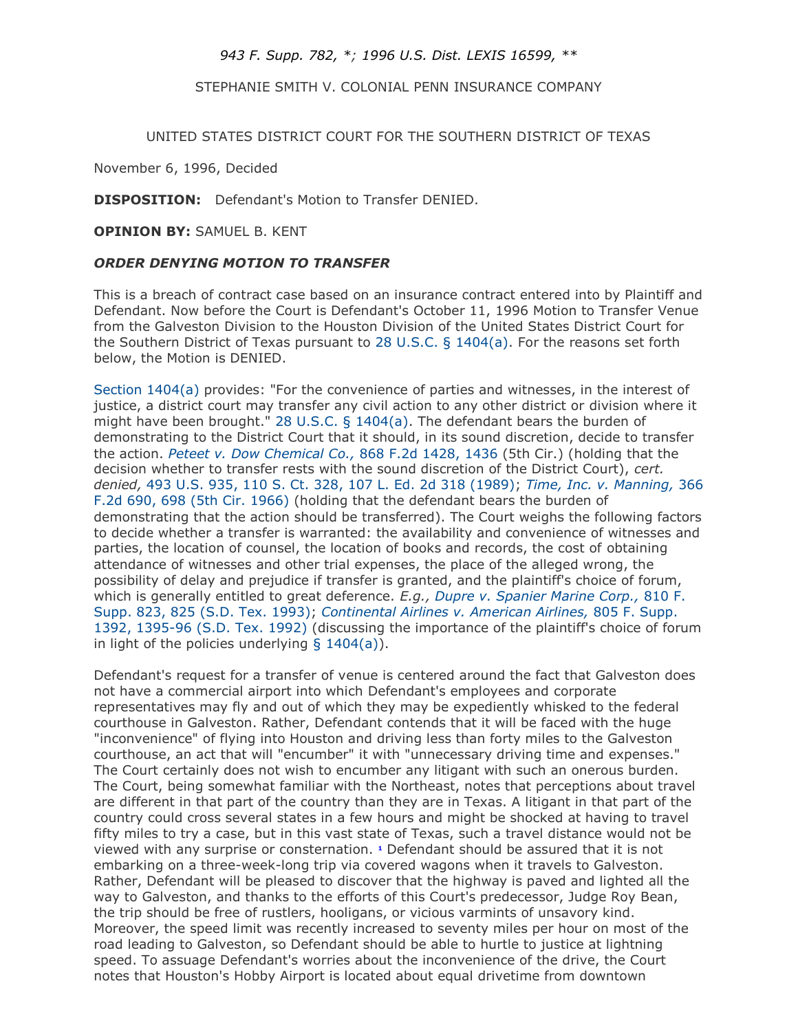*943 F. Supp. 782, \*; 1996 U.S. Dist. LEXIS 16599, \*\**

STEPHANIE SMITH V. COLONIAL PENN INSURANCE COMPANY

UNITED STATES DISTRICT COURT FOR THE SOUTHERN DISTRICT OF TEXAS

November 6, 1996, Decided

**DISPOSITION:** Defendant's Motion to Transfer DENIED.

**OPINION BY:** SAMUEL B. KENT

***ORDER DENYING MOTION TO TRANSFER***

This is a breach of contract case based on an insurance contract entered into by Plaintiff and Defendant. Now before the Court is Defendant's October 11, 1996 Motion to Transfer Venue from the Galveston Division to the Houston Division of the United States District Court for the Southern District of Texas pursuant to 28 U.S.C. § 1404(a). For the reasons set forth below, the Motion is DENIED.

Section 1404(a) provides: "For the convenience of parties and witnesses, in the interest of justice, a district court may transfer any civil action to any other district or division where it might have been brought." 28 U.S.C. § 1404(a). The defendant bears the burden of demonstrating to the District Court that it should, in its sound discretion, decide to transfer the action. *Peteet v. Dow Chemical Co.,* 868 F.2d 1428, 1436 (5th Cir.) (holding that the decision whether to transfer rests with the sound discretion of the District Court), *cert. denied,* 493 U.S. 935, 110 S. Ct. 328, 107 L. Ed. 2d 318 (1989); *Time, Inc. v. Manning,* 366 F.2d 690, 698 (5th Cir. 1966) (holding that the defendant bears the burden of demonstrating that the action should be transferred). The Court weighs the following factors to decide whether a transfer is warranted: the availability and convenience of witnesses and parties, the location of counsel, the location of books and records, the cost of obtaining attendance of witnesses and other trial expenses, the place of the alleged wrong, the possibility of delay and prejudice if transfer is granted, and the plaintiff's choice of forum, which is generally entitled to great deference. *E.g., Dupre v. Spanier Marine Corp.,* 810 F. Supp. 823, 825 (S.D. Tex. 1993); *Continental Airlines v. American Airlines,* 805 F. Supp. 1392, 1395-96 (S.D. Tex. 1992) (discussing the importance of the plaintiff's choice of forum in light of the policies underlying § 1404(a)).

Defendant's request for a transfer of venue is centered around the fact that Galveston does not have a commercial airport into which Defendant's employees and corporate representatives may fly and out of which they may be expediently whisked to the federal courthouse in Galveston. Rather, Defendant contends that it will be faced with the huge "inconvenience" of flying into Houston and driving less than forty miles to the Galveston courthouse, an act that will "encumber" it with "unnecessary driving time and expenses." The Court certainly does not wish to encumber any litigant with such an onerous burden. The Court, being somewhat familiar with the Northeast, notes that perceptions about travel are different in that part of the country than they are in Texas. A litigant in that part of the country could cross several states in a few hours and might be shocked at having to travel fifty miles to try a case, but in this vast state of Texas, such a travel distance would not be viewed with any surprise or consternation. [1] Defendant should be assured that it is not embarking on a three-week-long trip via covered wagons when it travels to Galveston. Rather, Defendant will be pleased to discover that the highway is paved and lighted all the way to Galveston, and thanks to the efforts of this Court's predecessor, Judge Roy Bean, the trip should be free of rustlers, hooligans, or vicious varmints of unsavory kind. Moreover, the speed limit was recently increased to seventy miles per hour on most of the road leading to Galveston, so Defendant should be able to hurtle to justice at lightning speed. To assuage Defendant's worries about the inconvenience of the drive, the Court notes that Houston's Hobby Airport is located about equal drivetime from downtown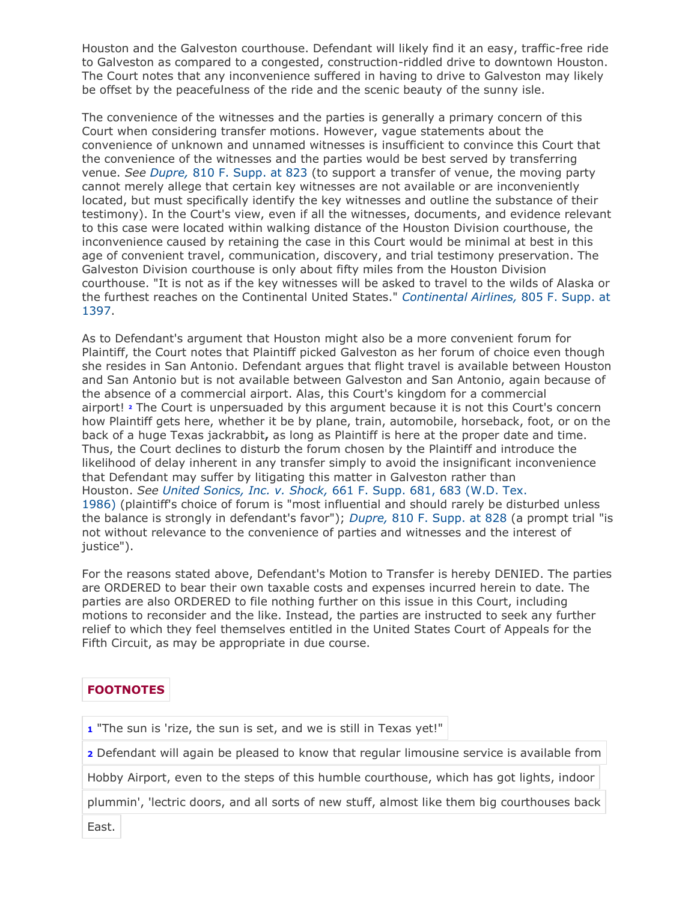Houston and the Galveston courthouse. Defendant will likely find it an easy, traffic-free ride to Galveston as compared to a congested, construction-riddled drive to downtown Houston. The Court notes that any inconvenience suffered in having to drive to Galveston may likely be offset by the peacefulness of the ride and the scenic beauty of the sunny isle.

The convenience of the witnesses and the parties is generally a primary concern of this Court when considering transfer motions. However, vague statements about the convenience of unknown and unnamed witnesses is insufficient to convince this Court that the convenience of the witnesses and the parties would be best served by transferring venue. *See Dupre,* 810 F. Supp. at 823 (to support a transfer of venue, the moving party cannot merely allege that certain key witnesses are not available or are inconveniently located, but must specifically identify the key witnesses and outline the substance of their testimony). In the Court's view, even if all the witnesses, documents, and evidence relevant to this case were located within walking distance of the Houston Division courthouse, the inconvenience caused by retaining the case in this Court would be minimal at best in this age of convenient travel, communication, discovery, and trial testimony preservation. The Galveston Division courthouse is only about fifty miles from the Houston Division courthouse. "It is not as if the key witnesses will be asked to travel to the wilds of Alaska or the furthest reaches on the Continental United States." *Continental Airlines,* 805 F. Supp. at 1397.

As to Defendant's argument that Houston might also be a more convenient forum for Plaintiff, the Court notes that Plaintiff picked Galveston as her forum of choice even though she resides in San Antonio. Defendant argues that flight travel is available between Houston and San Antonio but is not available between Galveston and San Antonio, again because of the absence of a commercial airport. Alas, this Court's kingdom for a commercial airport! [2] The Court is unpersuaded by this argument because it is not this Court's concern how Plaintiff gets here, whether it be by plane, train, automobile, horseback, foot, or on the back of a huge Texas jackrabbit**,** as long as Plaintiff is here at the proper date and time. Thus, the Court declines to disturb the forum chosen by the Plaintiff and introduce the likelihood of delay inherent in any transfer simply to avoid the insignificant inconvenience that Defendant may suffer by litigating this matter in Galveston rather than Houston. *See United Sonics, Inc. v. Shock,* 661 F. Supp. 681, 683 (W.D. Tex. 1986) (plaintiff's choice of forum is "most influential and should rarely be disturbed unless the balance is strongly in defendant's favor"); *Dupre,* 810 F. Supp. at 828 (a prompt trial "is not without relevance to the convenience of parties and witnesses and the interest of justice").

For the reasons stated above, Defendant's Motion to Transfer is hereby DENIED. The parties are ORDERED to bear their own taxable costs and expenses incurred herein to date. The parties are also ORDERED to file nothing further on this issue in this Court, including motions to reconsider and the like. Instead, the parties are instructed to seek any further relief to which they feel themselves entitled in the United States Court of Appeals for the Fifth Circuit, as may be appropriate in due course.

## FOOTNOTES

[1] "The sun is 'rize, the sun is set, and we is still in Texas yet!"

[2] Defendant will again be pleased to know that regular limousine service is available from Hobby Airport, even to the steps of this humble courthouse, which has got lights, indoor plummin', 'lectric doors, and all sorts of new stuff, almost like them big courthouses back East.